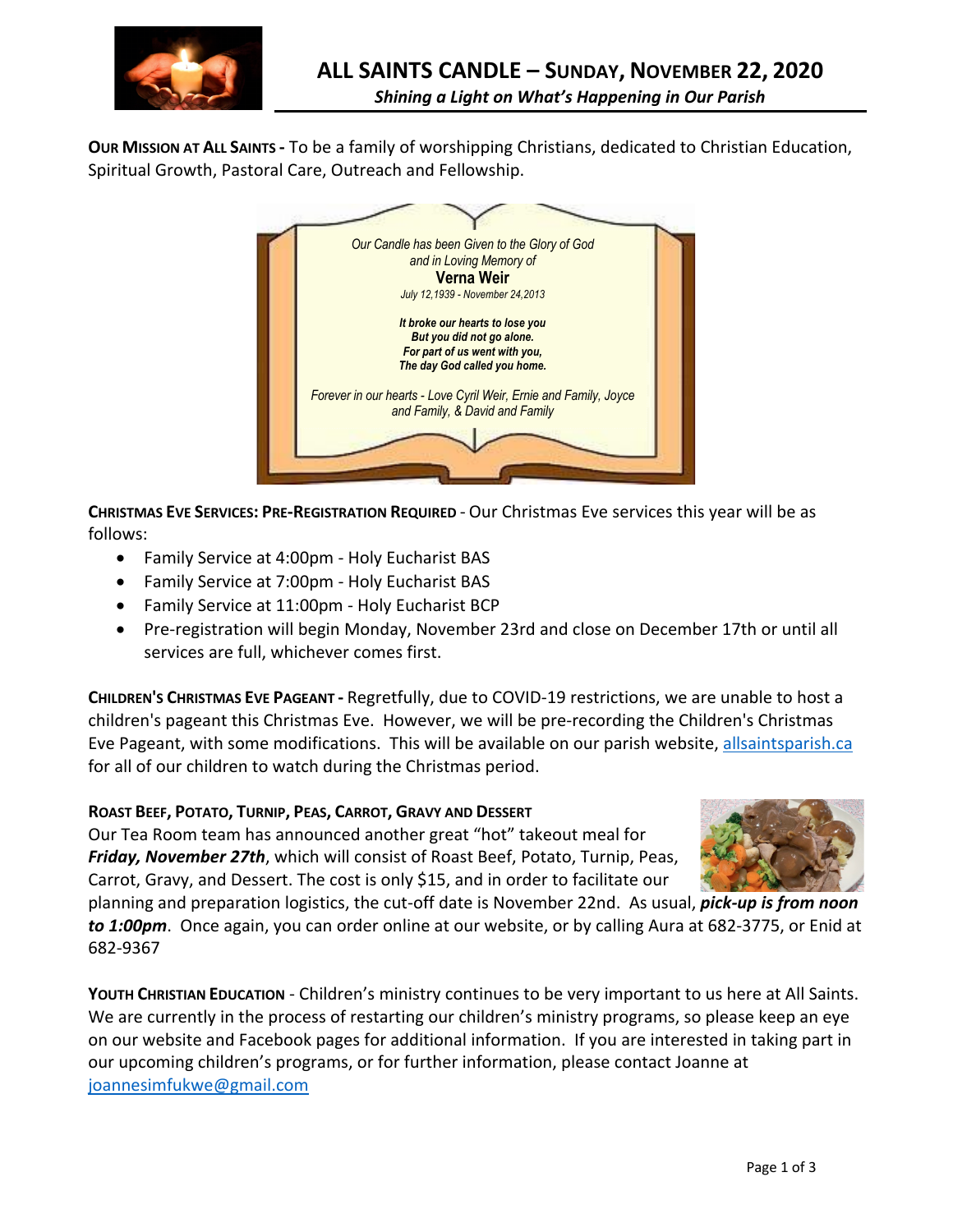# ALL SAINTS CANDLE – SUNDAY, NOVEMBER 22, 2020

***Shining a Light on What's Happening in Our Parish***

**OUR MISSION AT ALL SAINTS -** To be a family of worshipping Christians, dedicated to Christian Education, Spiritual Growth, Pastoral Care, Outreach and Fellowship.

*Our Candle has been Given to the Glory of God and in Loving Memory of*

**Verna Weir**

*July 12,1939 - November 24,2013*

***It broke our hearts to lose you***
***But you did not go alone.***
***For part of us went with you,***
***The day God called you home.***

*Forever in our hearts - Love Cyril Weir, Ernie and Family, Joyce and Family, & David and Family*

**CHRISTMAS EVE SERVICES: PRE-REGISTRATION REQUIRED** - Our Christmas Eve services this year will be as follows:

- Family Service at 4:00pm - Holy Eucharist BAS
- Family Service at 7:00pm - Holy Eucharist BAS
- Family Service at 11:00pm - Holy Eucharist BCP
- Pre-registration will begin Monday, November 23rd and close on December 17th or until all services are full, whichever comes first.

**CHILDREN'S CHRISTMAS EVE PAGEANT -** Regretfully, due to COVID-19 restrictions, we are unable to host a children's pageant this Christmas Eve. However, we will be pre-recording the Children's Christmas Eve Pageant, with some modifications. This will be available on our parish website, allsaintsparish.ca for all of our children to watch during the Christmas period.

**ROAST BEEF, POTATO, TURNIP, PEAS, CARROT, GRAVY AND DESSERT**

Our Tea Room team has announced another great "hot" takeout meal for ***Friday, November 27th***, which will consist of Roast Beef, Potato, Turnip, Peas, Carrot, Gravy, and Dessert. The cost is only $15, and in order to facilitate our planning and preparation logistics, the cut-off date is November 22nd. As usual, ***pick-up is from noon to 1:00pm***. Once again, you can order online at our website, or by calling Aura at 682-3775, or Enid at 682-9367

**YOUTH CHRISTIAN EDUCATION** - Children's ministry continues to be very important to us here at All Saints. We are currently in the process of restarting our children's ministry programs, so please keep an eye on our website and Facebook pages for additional information. If you are interested in taking part in our upcoming children's programs, or for further information, please contact Joanne at joannesimfukwe@gmail.com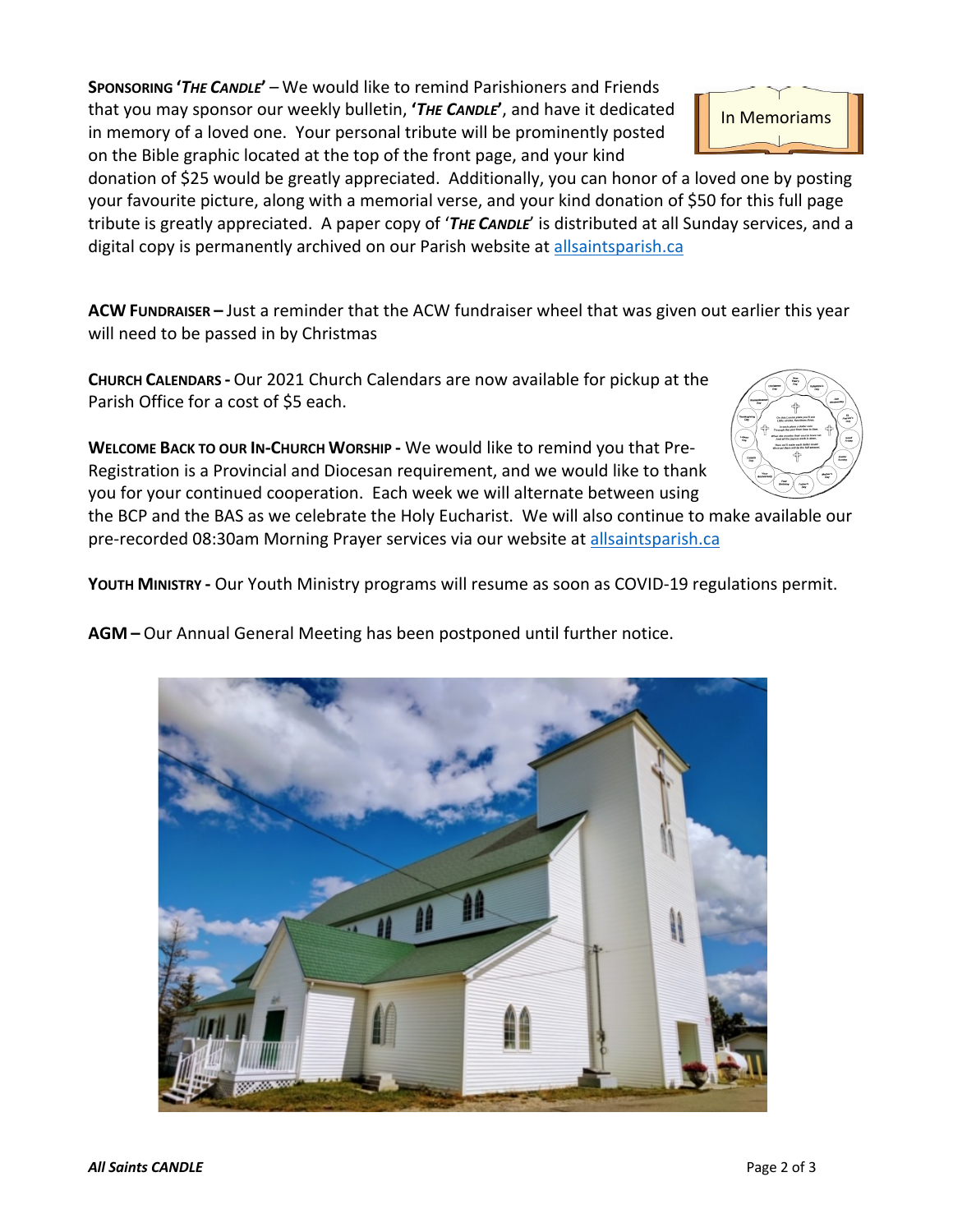**SPONSORING '*THE CANDLE*'** – We would like to remind Parishioners and Friends that you may sponsor our weekly bulletin, **'*THE CANDLE*'**, and have it dedicated in memory of a loved one. Your personal tribute will be prominently posted on the Bible graphic located at the top of the front page, and your kind donation of $25 would be greatly appreciated. Additionally, you can honor of a loved one by posting your favourite picture, along with a memorial verse, and your kind donation of $50 for this full page tribute is greatly appreciated. A paper copy of '***THE CANDLE***' is distributed at all Sunday services, and a digital copy is permanently archived on our Parish website at [allsaintsparish.ca](allsaintsparish.ca)

**ACW FUNDRAISER –** Just a reminder that the ACW fundraiser wheel that was given out earlier this year will need to be passed in by Christmas

**CHURCH CALENDARS -** Our 2021 Church Calendars are now available for pickup at the Parish Office for a cost of $5 each.

**WELCOME BACK TO OUR IN-CHURCH WORSHIP -** We would like to remind you that Pre-Registration is a Provincial and Diocesan requirement, and we would like to thank you for your continued cooperation. Each week we will alternate between using the BCP and the BAS as we celebrate the Holy Eucharist. We will also continue to make available our pre-recorded 08:30am Morning Prayer services via our website at [allsaintsparish.ca](allsaintsparish.ca)

**YOUTH MINISTRY -** Our Youth Ministry programs will resume as soon as COVID-19 regulations permit.

**AGM –** Our Annual General Meeting has been postponed until further notice.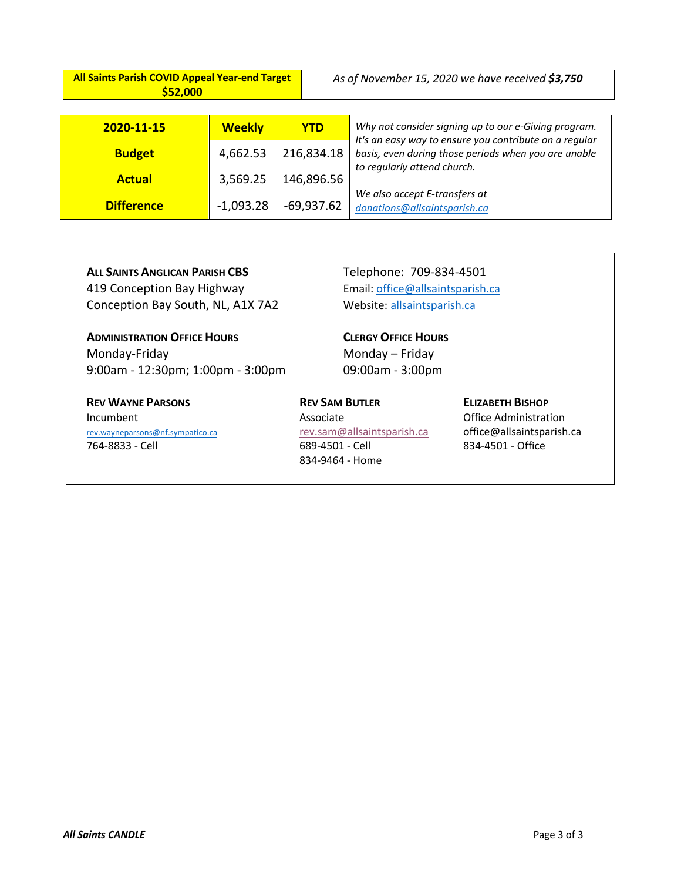| **All Saints Parish COVID Appeal Year-end Target $52,000** | *As of November 15, 2020 we have received **$3,750*** |
|---|---|

| **2020-11-15** | **Weekly** | **YTD** |
|---|---|---|
| **Budget** | 4,662.53 | 216,834.18 |
| **Actual** | 3,569.25 | 146,896.56 |
| **Difference** | -1,093.28 | -69,937.62 |

*Why not consider signing up to our e-Giving program. It's an easy way to ensure you contribute on a regular basis, even during those periods when you are unable to regularly attend church.*

*We also accept E-transfers at [donations@allsaintsparish.ca](mailto:donations@allsaintsparish.ca)*

**ALL SAINTS ANGLICAN PARISH CBS**
419 Conception Bay Highway
Conception Bay South, NL, A1X 7A2

Telephone: 709-834-4501
Email: [office@allsaintsparish.ca](mailto:office@allsaintsparish.ca)
Website: [allsaintsparish.ca](http://allsaintsparish.ca)

**ADMINISTRATION OFFICE HOURS**
Monday-Friday
9:00am - 12:30pm; 1:00pm - 3:00pm

**CLERGY OFFICE HOURS**
Monday – Friday
09:00am - 3:00pm

**REV WAYNE PARSONS**
Incumbent
[rev.wayneparsons@nf.sympatico.ca](mailto:rev.wayneparsons@nf.sympatico.ca)
764-8833 - Cell

**REV SAM BUTLER**
Associate
[rev.sam@allsaintsparish.ca](mailto:rev.sam@allsaintsparish.ca)
689-4501 - Cell
834-9464 - Home

**ELIZABETH BISHOP**
Office Administration
office@allsaintsparish.ca
834-4501 - Office